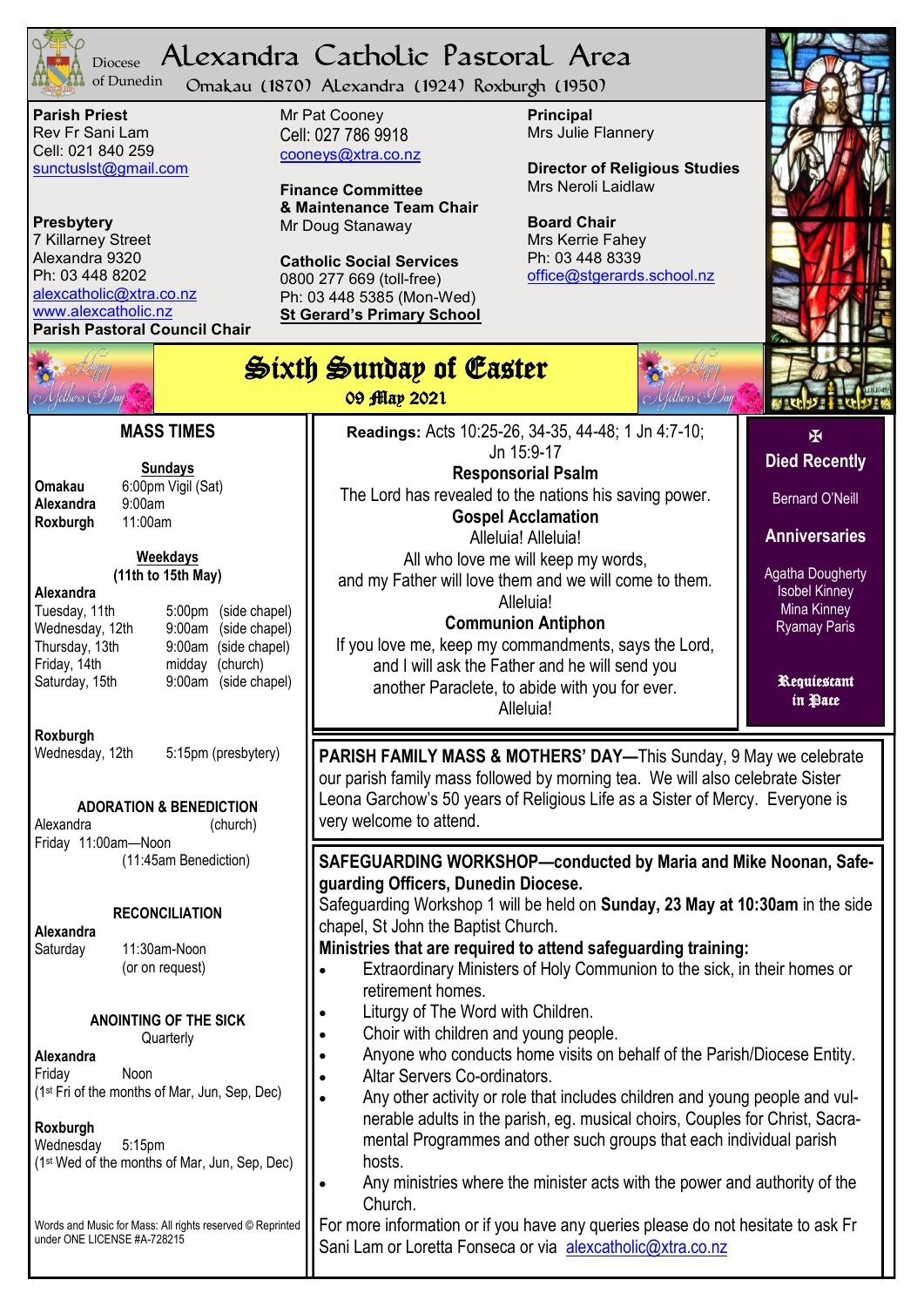# Alexandra Catholic Pastoral Area

Diocese of Dunedin

Omakau (1870) Alexandra (1924) Roxburgh (1950)

**Parish Priest**
Rev Fr Sani Lam
Cell: 021 840 259
sunctuslst@gmail.com

**Presbytery**
7 Killarney Street
Alexandra 9320
Ph: 03 448 8202
alexcatholic@xtra.co.nz
www.alexcatholic.nz

**Parish Pastoral Council Chair**
Mr Pat Cooney
Cell: 027 786 9918
cooneys@xtra.co.nz

**Finance Committee & Maintenance Team Chair**
Mr Doug Stanaway

**Catholic Social Services**
0800 277 669 (toll-free)
Ph: 03 448 5385 (Mon-Wed)

**St Gerard's Primary School**

**Principal**
Mrs Julie Flannery

**Director of Religious Studies**
Mrs Neroli Laidlaw

**Board Chair**
Mrs Kerrie Fahey
Ph: 03 448 8339
office@stgerards.school.nz

## Sixth Sunday of Easter

09 May 2021

### MASS TIMES

**Sundays**

**Omakau** 6:00pm Vigil (Sat)
**Alexandra** 9:00am
**Roxburgh** 11:00am

**Weekdays**
**(11th to 15th May)**

**Alexandra**
Tuesday, 11th 5:00pm (side chapel)
Wednesday, 12th 9:00am (side chapel)
Thursday, 13th 9:00am (side chapel)
Friday, 14th midday (church)
Saturday, 15th 9:00am (side chapel)

**Roxburgh**
Wednesday, 12th 5:15pm (presbytery)

**ADORATION & BENEDICTION**
Alexandra (church)
Friday 11:00am—Noon
(11:45am Benediction)

**RECONCILIATION**
**Alexandra**
Saturday 11:30am-Noon
(or on request)

**ANOINTING OF THE SICK**
Quarterly

**Alexandra**
Friday Noon
(1st Fri of the months of Mar, Jun, Sep, Dec)

**Roxburgh**
Wednesday 5:15pm
(1st Wed of the months of Mar, Jun, Sep, Dec)

Words and Music for Mass: All rights reserved © Reprinted under ONE LICENSE #A-728215

**Readings:** Acts 10:25-26, 34-35, 44-48; 1 Jn 4:7-10; Jn 15:9-17

**Responsorial Psalm**
The Lord has revealed to the nations his saving power.

**Gospel Acclamation**
Alleluia! Alleluia!
All who love me will keep my words,
and my Father will love them and we will come to them.
Alleluia!

**Communion Antiphon**
If you love me, keep my commandments, says the Lord,
and I will ask the Father and he will send you
another Paraclete, to abide with you for ever.
Alleluia!

✠

**Died Recently**
Bernard O'Neill

**Anniversaries**
Agatha Dougherty
Isobel Kinney
Mina Kinney
Ryamay Paris

**Requiescant in Pace**

**PARISH FAMILY MASS & MOTHERS' DAY—**This Sunday, 9 May we celebrate our parish family mass followed by morning tea. We will also celebrate Sister Leona Garchow's 50 years of Religious Life as a Sister of Mercy. Everyone is very welcome to attend.

**SAFEGUARDING WORKSHOP—conducted by Maria and Mike Noonan, Safeguarding Officers, Dunedin Diocese.**
Safeguarding Workshop 1 will be held on **Sunday, 23 May at 10:30am** in the side chapel, St John the Baptist Church.
**Ministries that are required to attend safeguarding training:**

- Extraordinary Ministers of Holy Communion to the sick, in their homes or retirement homes.
- Liturgy of The Word with Children.
- Choir with children and young people.
- Anyone who conducts home visits on behalf of the Parish/Diocese Entity.
- Altar Servers Co-ordinators.
- Any other activity or role that includes children and young people and vulnerable adults in the parish, eg. musical choirs, Couples for Christ, Sacramental Programmes and other such groups that each individual parish hosts.
- Any ministries where the minister acts with the power and authority of the Church.

For more information or if you have any queries please do not hesitate to ask Fr Sani Lam or Loretta Fonseca or via alexcatholic@xtra.co.nz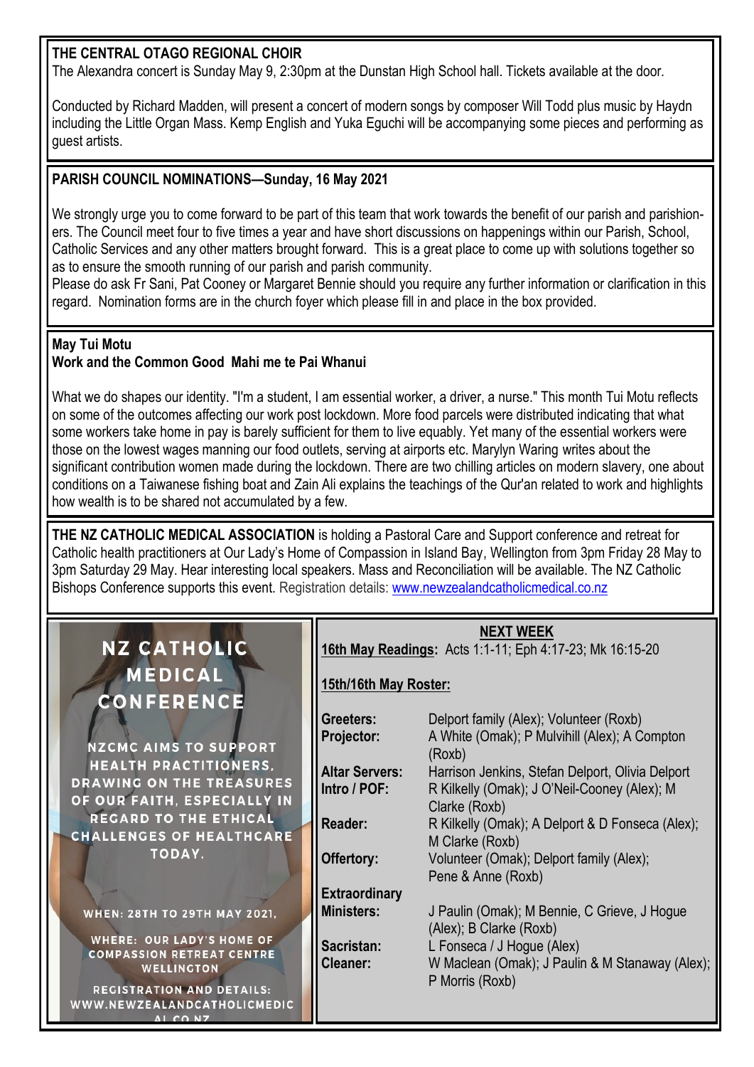**THE CENTRAL OTAGO REGIONAL CHOIR**

The Alexandra concert is Sunday May 9, 2:30pm at the Dunstan High School hall. Tickets available at the door.

Conducted by Richard Madden, will present a concert of modern songs by composer Will Todd plus music by Haydn including the Little Organ Mass. Kemp English and Yuka Eguchi will be accompanying some pieces and performing as guest artists.

**PARISH COUNCIL NOMINATIONS—Sunday, 16 May 2021**

We strongly urge you to come forward to be part of this team that work towards the benefit of our parish and parishioners. The Council meet four to five times a year and have short discussions on happenings within our Parish, School, Catholic Services and any other matters brought forward. This is a great place to come up with solutions together so as to ensure the smooth running of our parish and parish community.

Please do ask Fr Sani, Pat Cooney or Margaret Bennie should you require any further information or clarification in this regard. Nomination forms are in the church foyer which please fill in and place in the box provided.

**May Tui Motu**
**Work and the Common Good Mahi me te Pai Whanui**

What we do shapes our identity. "I'm a student, I am essential worker, a driver, a nurse." This month Tui Motu reflects on some of the outcomes affecting our work post lockdown. More food parcels were distributed indicating that what some workers take home in pay is barely sufficient for them to live equably. Yet many of the essential workers were those on the lowest wages manning our food outlets, serving at airports etc. Marylyn Waring writes about the significant contribution women made during the lockdown. There are two chilling articles on modern slavery, one about conditions on a Taiwanese fishing boat and Zain Ali explains the teachings of the Qur'an related to work and highlights how wealth is to be shared not accumulated by a few.

**THE NZ CATHOLIC MEDICAL ASSOCIATION** is holding a Pastoral Care and Support conference and retreat for Catholic health practitioners at Our Lady's Home of Compassion in Island Bay, Wellington from 3pm Friday 28 May to 3pm Saturday 29 May. Hear interesting local speakers. Mass and Reconciliation will be available. The NZ Catholic Bishops Conference supports this event. Registration details: www.newzealandcatholicmedical.co.nz

**NZ CATHOLIC MEDICAL CONFERENCE**

NZCMC AIMS TO SUPPORT HEALTH PRACTITIONERS, DRAWING ON THE TREASURES OF OUR FAITH, ESPECIALLY IN REGARD TO THE ETHICAL CHALLENGES OF HEALTHCARE TODAY.

WHEN: 28TH TO 29TH MAY 2021,

WHERE: OUR LADY'S HOME OF COMPASSION RETREAT CENTRE WELLINGTON

REGISTRATION AND DETAILS: WWW.NEWZEALANDCATHOLICMEDICAL.CO.NZ

**NEXT WEEK**

**16th May Readings:** Acts 1:1-11; Eph 4:17-23; Mk 16:15-20

**15th/16th May Roster:**

| | |
|---|---|
| **Greeters:** | Delport family (Alex); Volunteer (Roxb) |
| **Projector:** | A White (Omak); P Mulvihill (Alex); A Compton (Roxb) |
| **Altar Servers:** | Harrison Jenkins, Stefan Delport, Olivia Delport |
| **Intro / POF:** | R Kilkelly (Omak); J O'Neil-Cooney (Alex); M Clarke (Roxb) |
| **Reader:** | R Kilkelly (Omak); A Delport & D Fonseca (Alex); M Clarke (Roxb) |
| **Offertory:** | Volunteer (Omak); Delport family (Alex); Pene & Anne (Roxb) |
| **Extraordinary Ministers:** | J Paulin (Omak); M Bennie, C Grieve, J Hogue (Alex); B Clarke (Roxb) |
| **Sacristan:** | L Fonseca / J Hogue (Alex) |
| **Cleaner:** | W Maclean (Omak); J Paulin & M Stanaway (Alex); P Morris (Roxb) |